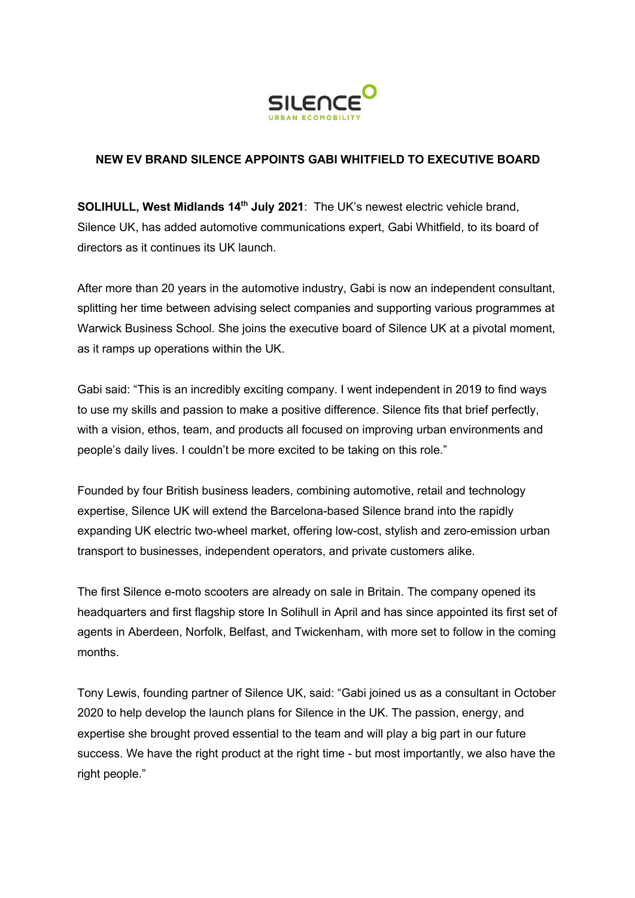SILENCE
URBAN ECOMOBILITY

# NEW EV BRAND SILENCE APPOINTS GABI WHITFIELD TO EXECUTIVE BOARD

**SOLIHULL, West Midlands 14th July 2021**: The UK's newest electric vehicle brand, Silence UK, has added automotive communications expert, Gabi Whitfield, to its board of directors as it continues its UK launch.

After more than 20 years in the automotive industry, Gabi is now an independent consultant, splitting her time between advising select companies and supporting various programmes at Warwick Business School. She joins the executive board of Silence UK at a pivotal moment, as it ramps up operations within the UK.

Gabi said: "This is an incredibly exciting company. I went independent in 2019 to find ways to use my skills and passion to make a positive difference. Silence fits that brief perfectly, with a vision, ethos, team, and products all focused on improving urban environments and people's daily lives. I couldn't be more excited to be taking on this role."

Founded by four British business leaders, combining automotive, retail and technology expertise, Silence UK will extend the Barcelona-based Silence brand into the rapidly expanding UK electric two-wheel market, offering low-cost, stylish and zero-emission urban transport to businesses, independent operators, and private customers alike.

The first Silence e-moto scooters are already on sale in Britain. The company opened its headquarters and first flagship store In Solihull in April and has since appointed its first set of agents in Aberdeen, Norfolk, Belfast, and Twickenham, with more set to follow in the coming months.

Tony Lewis, founding partner of Silence UK, said: "Gabi joined us as a consultant in October 2020 to help develop the launch plans for Silence in the UK. The passion, energy, and expertise she brought proved essential to the team and will play a big part in our future success. We have the right product at the right time - but most importantly, we also have the right people."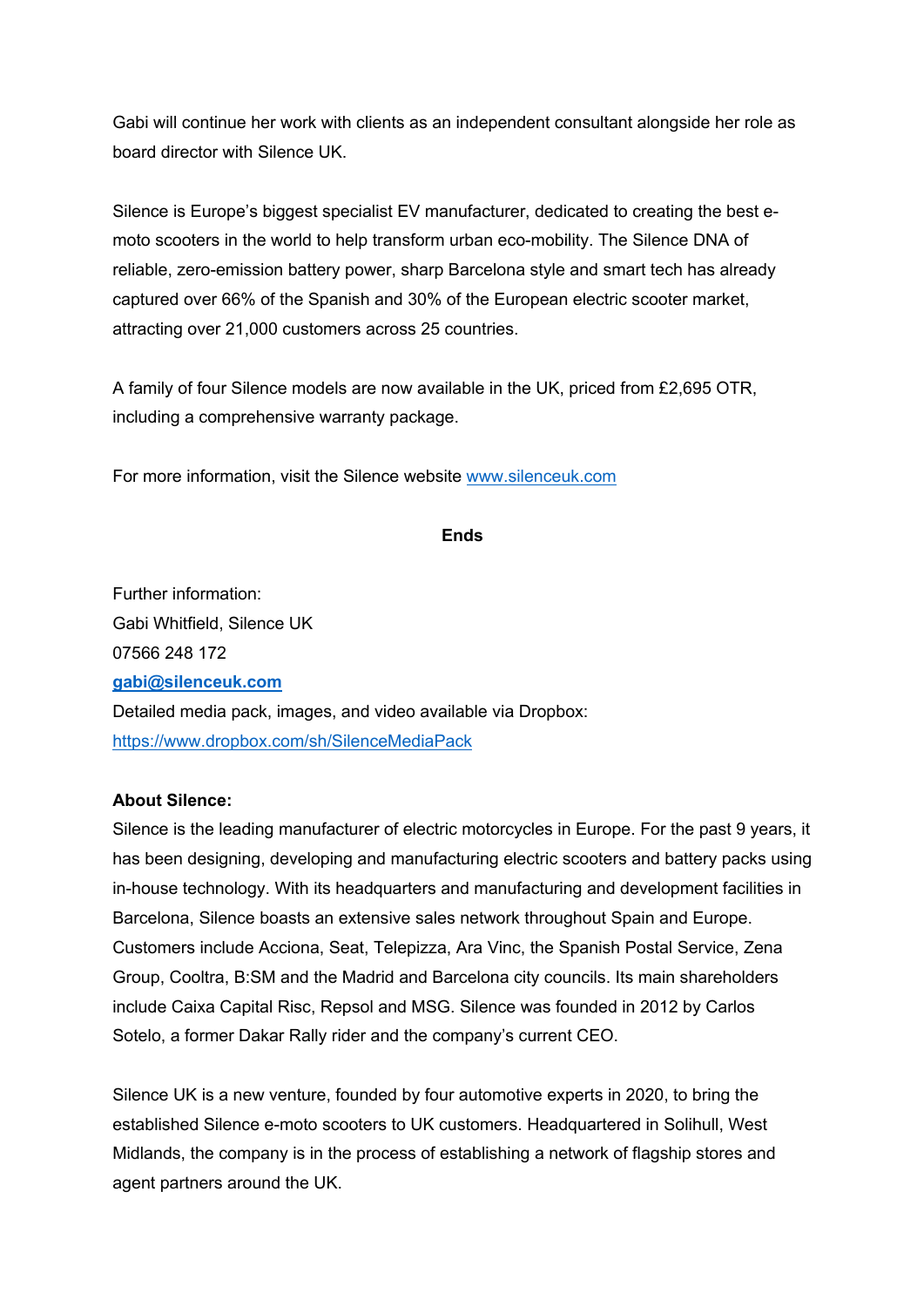Gabi will continue her work with clients as an independent consultant alongside her role as board director with Silence UK.

Silence is Europe's biggest specialist EV manufacturer, dedicated to creating the best e-moto scooters in the world to help transform urban eco-mobility. The Silence DNA of reliable, zero-emission battery power, sharp Barcelona style and smart tech has already captured over 66% of the Spanish and 30% of the European electric scooter market, attracting over 21,000 customers across 25 countries.

A family of four Silence models are now available in the UK, priced from £2,695 OTR, including a comprehensive warranty package.

For more information, visit the Silence website [www.silenceuk.com](http://www.silenceuk.com)

**Ends**

Further information:
Gabi Whitfield, Silence UK
07566 248 172
**[gabi@silenceuk.com](mailto:gabi@silenceuk.com)**
Detailed media pack, images, and video available via Dropbox:
[https://www.dropbox.com/sh/SilenceMediaPack](https://www.dropbox.com/sh/SilenceMediaPack)

**About Silence:**
Silence is the leading manufacturer of electric motorcycles in Europe. For the past 9 years, it has been designing, developing and manufacturing electric scooters and battery packs using in-house technology. With its headquarters and manufacturing and development facilities in Barcelona, Silence boasts an extensive sales network throughout Spain and Europe. Customers include Acciona, Seat, Telepizza, Ara Vinc, the Spanish Postal Service, Zena Group, Cooltra, B:SM and the Madrid and Barcelona city councils. Its main shareholders include Caixa Capital Risc, Repsol and MSG. Silence was founded in 2012 by Carlos Sotelo, a former Dakar Rally rider and the company's current CEO.

Silence UK is a new venture, founded by four automotive experts in 2020, to bring the established Silence e-moto scooters to UK customers. Headquartered in Solihull, West Midlands, the company is in the process of establishing a network of flagship stores and agent partners around the UK.